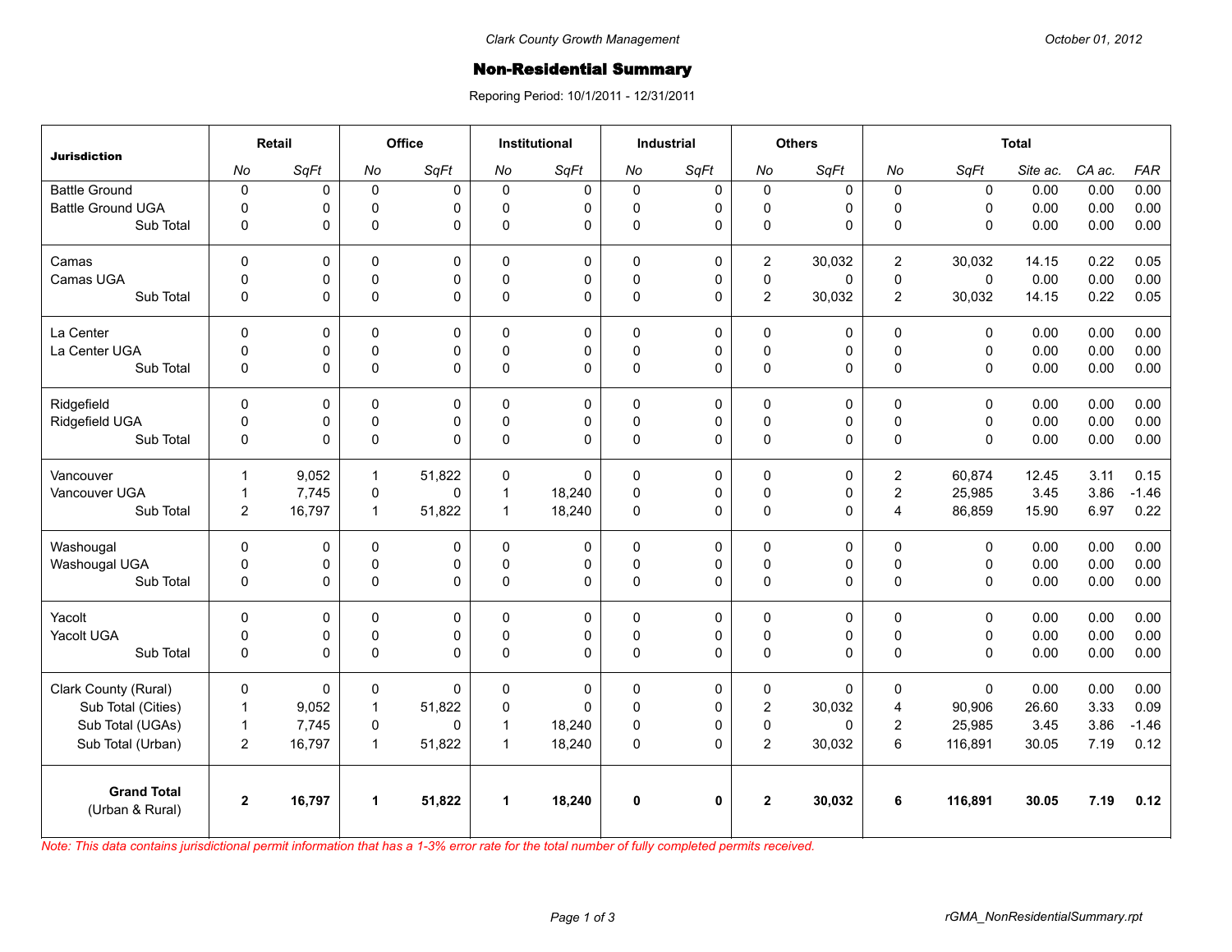Clark County Growth Management

October 01, 2012

# Non-Residential Summary

Reporing Period: 10/1/2011 - 12/31/2011

| Jurisdiction | Retail | | Office | | Institutional | | Industrial | | Others | | Total | | | | |
|---|---|---|---|---|---|---|---|---|---|---|---|---|---|---|---|
| | *No* | *SqFt* | *No* | *SqFt* | *No* | *SqFt* | *No* | *SqFt* | *No* | *SqFt* | *No* | *SqFt* | *Site ac.* | *CA ac.* | *FAR* |
| Battle Ground | 0 | 0 | 0 | 0 | 0 | 0 | 0 | 0 | 0 | 0 | 0 | 0 | 0.00 | 0.00 | 0.00 |
| Battle Ground UGA | 0 | 0 | 0 | 0 | 0 | 0 | 0 | 0 | 0 | 0 | 0 | 0 | 0.00 | 0.00 | 0.00 |
| Sub Total | 0 | 0 | 0 | 0 | 0 | 0 | 0 | 0 | 0 | 0 | 0 | 0 | 0.00 | 0.00 | 0.00 |
| Camas | 0 | 0 | 0 | 0 | 0 | 0 | 0 | 0 | 2 | 30,032 | 2 | 30,032 | 14.15 | 0.22 | 0.05 |
| Camas UGA | 0 | 0 | 0 | 0 | 0 | 0 | 0 | 0 | 0 | 0 | 0 | 0 | 0.00 | 0.00 | 0.00 |
| Sub Total | 0 | 0 | 0 | 0 | 0 | 0 | 0 | 0 | 2 | 30,032 | 2 | 30,032 | 14.15 | 0.22 | 0.05 |
| La Center | 0 | 0 | 0 | 0 | 0 | 0 | 0 | 0 | 0 | 0 | 0 | 0 | 0.00 | 0.00 | 0.00 |
| La Center UGA | 0 | 0 | 0 | 0 | 0 | 0 | 0 | 0 | 0 | 0 | 0 | 0 | 0.00 | 0.00 | 0.00 |
| Sub Total | 0 | 0 | 0 | 0 | 0 | 0 | 0 | 0 | 0 | 0 | 0 | 0 | 0.00 | 0.00 | 0.00 |
| Ridgefield | 0 | 0 | 0 | 0 | 0 | 0 | 0 | 0 | 0 | 0 | 0 | 0 | 0.00 | 0.00 | 0.00 |
| Ridgefield UGA | 0 | 0 | 0 | 0 | 0 | 0 | 0 | 0 | 0 | 0 | 0 | 0 | 0.00 | 0.00 | 0.00 |
| Sub Total | 0 | 0 | 0 | 0 | 0 | 0 | 0 | 0 | 0 | 0 | 0 | 0 | 0.00 | 0.00 | 0.00 |
| Vancouver | 1 | 9,052 | 1 | 51,822 | 0 | 0 | 0 | 0 | 0 | 0 | 2 | 60,874 | 12.45 | 3.11 | 0.15 |
| Vancouver UGA | 1 | 7,745 | 0 | 0 | 1 | 18,240 | 0 | 0 | 0 | 0 | 2 | 25,985 | 3.45 | 3.86 | -1.46 |
| Sub Total | 2 | 16,797 | 1 | 51,822 | 1 | 18,240 | 0 | 0 | 0 | 0 | 4 | 86,859 | 15.90 | 6.97 | 0.22 |
| Washougal | 0 | 0 | 0 | 0 | 0 | 0 | 0 | 0 | 0 | 0 | 0 | 0 | 0.00 | 0.00 | 0.00 |
| Washougal UGA | 0 | 0 | 0 | 0 | 0 | 0 | 0 | 0 | 0 | 0 | 0 | 0 | 0.00 | 0.00 | 0.00 |
| Sub Total | 0 | 0 | 0 | 0 | 0 | 0 | 0 | 0 | 0 | 0 | 0 | 0 | 0.00 | 0.00 | 0.00 |
| Yacolt | 0 | 0 | 0 | 0 | 0 | 0 | 0 | 0 | 0 | 0 | 0 | 0 | 0.00 | 0.00 | 0.00 |
| Yacolt UGA | 0 | 0 | 0 | 0 | 0 | 0 | 0 | 0 | 0 | 0 | 0 | 0 | 0.00 | 0.00 | 0.00 |
| Sub Total | 0 | 0 | 0 | 0 | 0 | 0 | 0 | 0 | 0 | 0 | 0 | 0 | 0.00 | 0.00 | 0.00 |
| Clark County (Rural) | 0 | 0 | 0 | 0 | 0 | 0 | 0 | 0 | 0 | 0 | 0 | 0 | 0.00 | 0.00 | 0.00 |
| Sub Total (Cities) | 1 | 9,052 | 1 | 51,822 | 0 | 0 | 0 | 0 | 2 | 30,032 | 4 | 90,906 | 26.60 | 3.33 | 0.09 |
| Sub Total (UGAs) | 1 | 7,745 | 0 | 0 | 1 | 18,240 | 0 | 0 | 0 | 0 | 2 | 25,985 | 3.45 | 3.86 | -1.46 |
| Sub Total (Urban) | 2 | 16,797 | 1 | 51,822 | 1 | 18,240 | 0 | 0 | 2 | 30,032 | 6 | 116,891 | 30.05 | 7.19 | 0.12 |
| **Grand Total** (Urban & Rural) | **2** | **16,797** | **1** | **51,822** | **1** | **18,240** | **0** | **0** | **2** | **30,032** | **6** | **116,891** | **30.05** | **7.19** | **0.12** |

*Note: This data contains jurisdictional permit information that has a 1-3% error rate for the total number of fully completed permits received.*

rGMA_NonResidentialSummary.rpt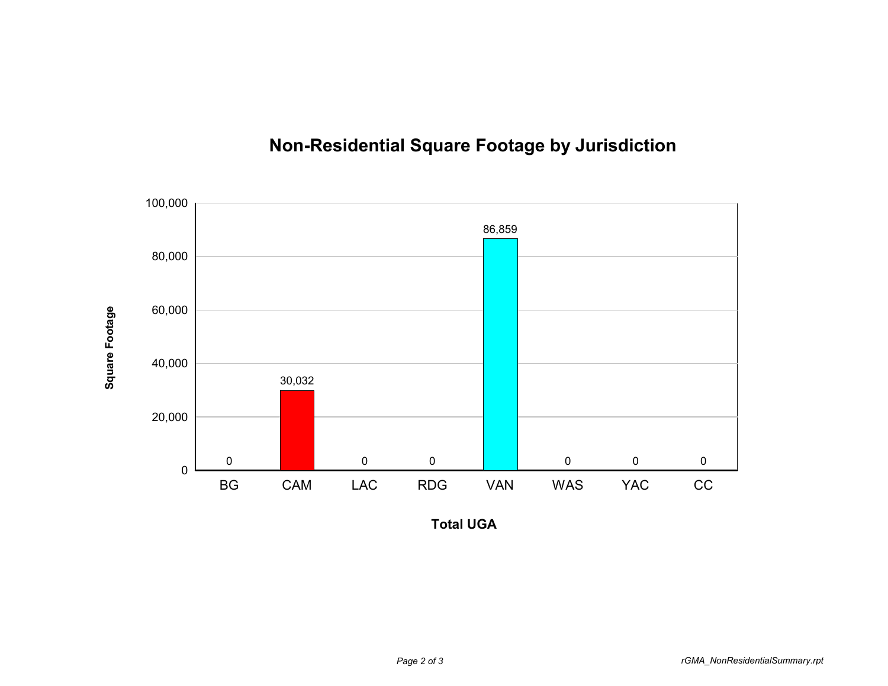# Non-Residential Square Footage by Jurisdiction

| Total UGA | Square Footage |
| --- | --- |
| BG | 0 |
| CAM | 30,032 |
| LAC | 0 |
| RDG | 0 |
| VAN | 86,859 |
| WAS | 0 |
| YAC | 0 |
| CC | 0 |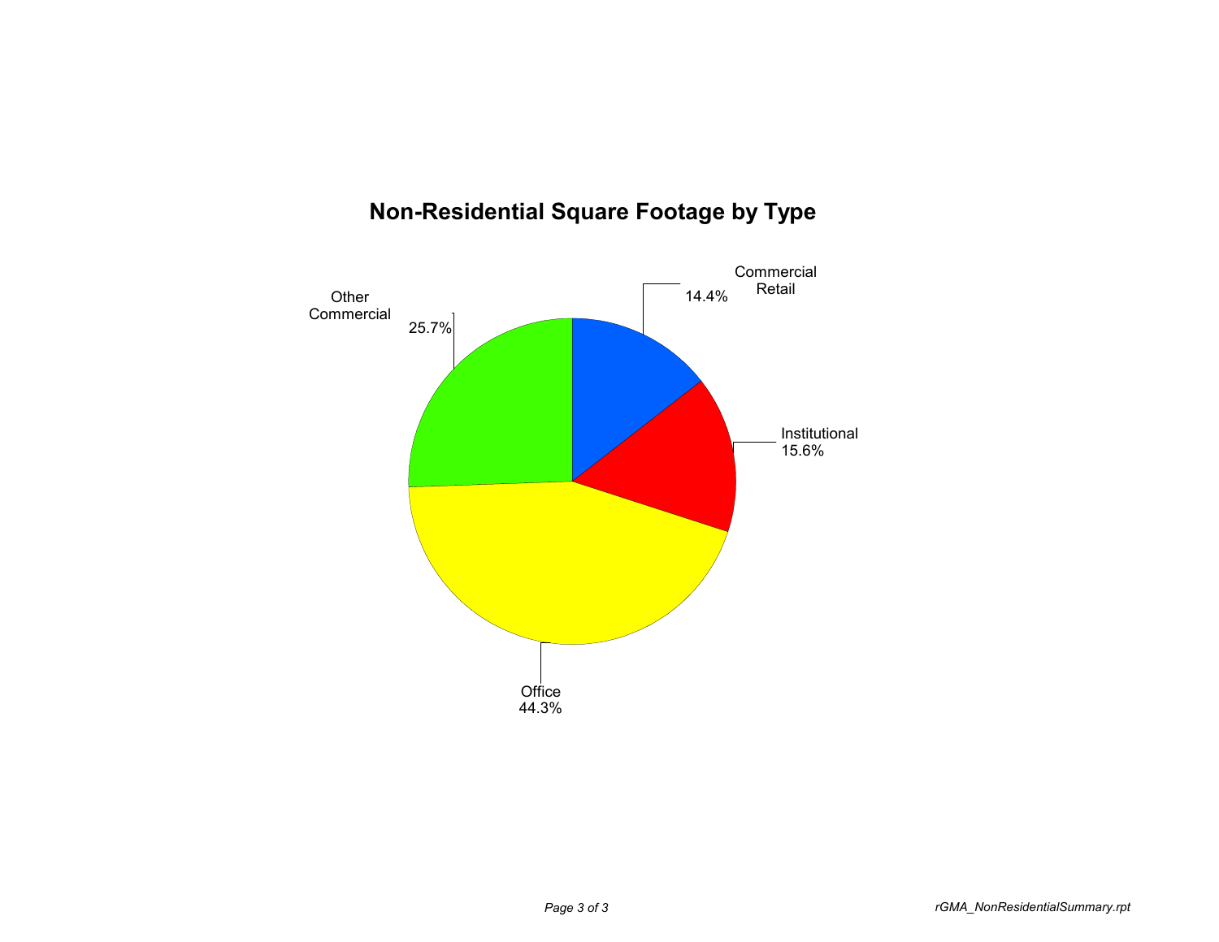## Non-Residential Square Footage by Type

Commercial Retail
14.4%

Institutional
15.6%

Office
44.3%

Other Commercial
25.7%

*rGMA_NonResidentialSummary.rpt*